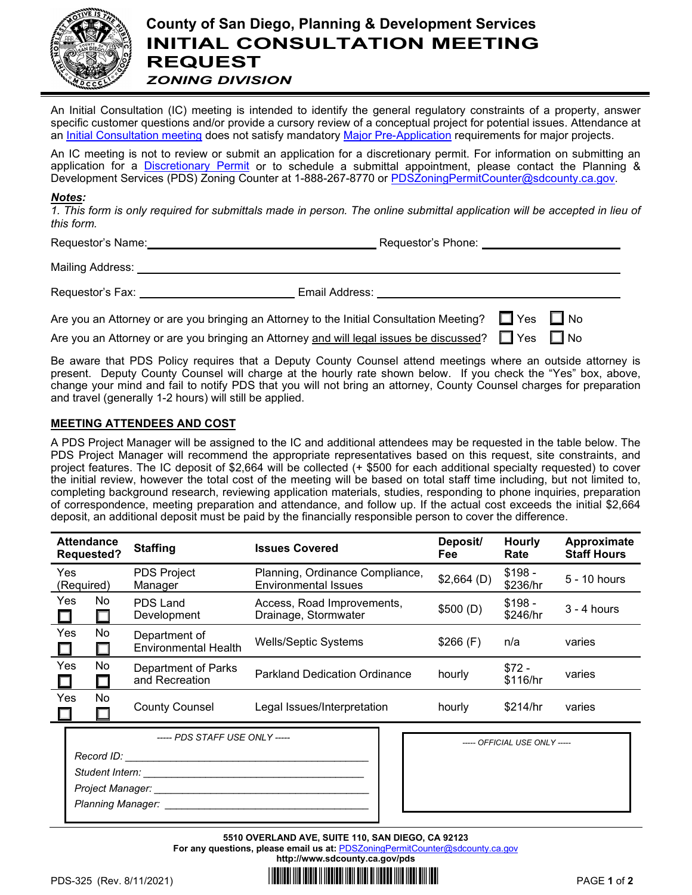# County of San Diego, Planning & Development Services

# INITIAL CONSULTATION MEETING REQUEST

## *ZONING DIVISION*

An Initial Consultation (IC) meeting is intended to identify the general regulatory constraints of a property, answer specific customer questions and/or provide a cursory review of a conceptual project for potential issues. Attendance at an Initial Consultation meeting does not satisfy mandatory Major Pre-Application requirements for major projects.

An IC meeting is not to review or submit an application for a discretionary permit. For information on submitting an application for a Discretionary Permit or to schedule a submittal appointment, please contact the Planning & Development Services (PDS) Zoning Counter at 1-888-267-8770 or PDSZoningPermitCounter@sdcounty.ca.gov.

***Notes:***

*1. This form is only required for submittals made in person. The online submittal application will be accepted in lieu of this form.*

Requestor's Name: ______________________ Requestor's Phone: ______________________

Mailing Address: ______________________

Requestor's Fax: ______________________ Email Address: ______________________

Are you an Attorney or are you bringing an Attorney to the Initial Consultation Meeting? ☐ Yes ☐ No

Are you an Attorney or are you bringing an Attorney <u>and will legal issues be discussed</u>? ☐ Yes ☐ No

Be aware that PDS Policy requires that a Deputy County Counsel attend meetings where an outside attorney is present. Deputy County Counsel will charge at the hourly rate shown below. If you check the "Yes" box, above, change your mind and fail to notify PDS that you will not bring an attorney, County Counsel charges for preparation and travel (generally 1-2 hours) will still be applied.

## MEETING ATTENDEES AND COST

A PDS Project Manager will be assigned to the IC and additional attendees may be requested in the table below. The PDS Project Manager will recommend the appropriate representatives based on this request, site constraints, and project features. The IC deposit of $2,664 will be collected (+ $500 for each additional specialty requested) to cover the initial review, however the total cost of the meeting will be based on total staff time including, but not limited to, completing background research, reviewing application materials, studies, responding to phone inquiries, preparation of correspondence, meeting preparation and attendance, and follow up. If the actual cost exceeds the initial $2,664 deposit, an additional deposit must be paid by the financially responsible person to cover the difference.

| Attendance Requested? | Staffing | Issues Covered | Deposit/ Fee | Hourly Rate | Approximate Staff Hours |
|---|---|---|---|---|---|
| Yes (Required) | PDS Project Manager | Planning, Ordinance Compliance, Environmental Issues | $2,664 (D) | $198 - $236/hr | 5 - 10 hours |
| Yes ☐ No ☐ | PDS Land Development | Access, Road Improvements, Drainage, Stormwater | $500 (D) | $198 - $246/hr | 3 - 4 hours |
| Yes ☐ No ☐ | Department of Environmental Health | Wells/Septic Systems | $266 (F) | n/a | varies |
| Yes ☐ No ☐ | Department of Parks and Recreation | Parkland Dedication Ordinance | hourly | $72 - $116/hr | varies |
| Yes ☐ No ☐ | County Counsel | Legal Issues/Interpretation | hourly | $214/hr | varies |

*----- PDS STAFF USE ONLY -----*

*Record ID:* ______________________

*Student Intern:* ______________________

*Project Manager:* ______________________

*Planning Manager:* ______________________

*----- OFFICIAL USE ONLY -----*

**5510 OVERLAND AVE, SUITE 110, SAN DIEGO, CA 92123**
**For any questions, please email us at:** PDSZoningPermitCounter@sdcounty.ca.gov
**http://www.sdcounty.ca.gov/pds**

PDS-325 (Rev. 8/11/2021)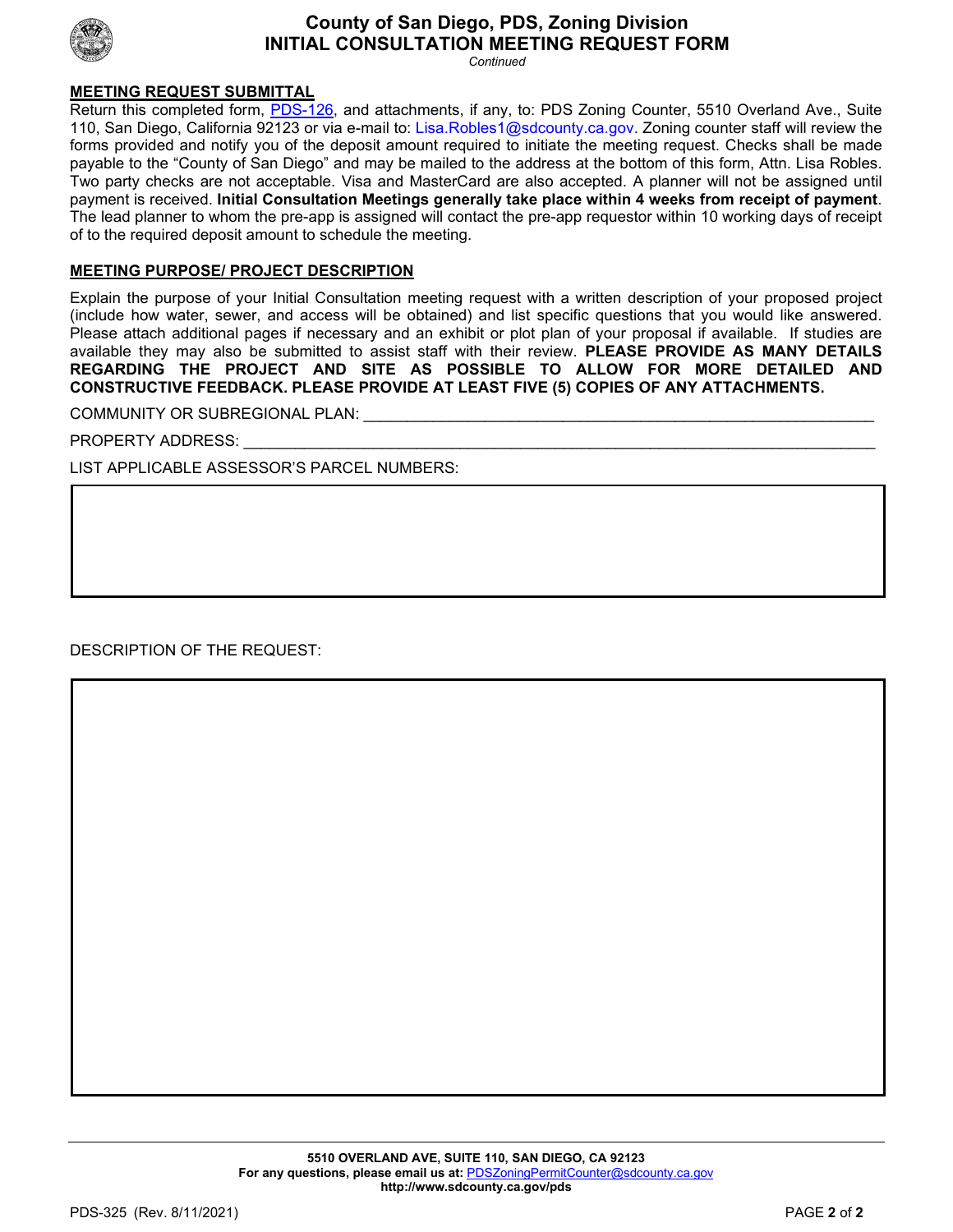# County of San Diego, PDS, Zoning Division
## INITIAL CONSULTATION MEETING REQUEST FORM

*Continued*

**MEETING REQUEST SUBMITTAL**

Return this completed form, PDS-126, and attachments, if any, to: PDS Zoning Counter, 5510 Overland Ave., Suite 110, San Diego, California 92123 or via e-mail to: Lisa.Robles1@sdcounty.ca.gov. Zoning counter staff will review the forms provided and notify you of the deposit amount required to initiate the meeting request. Checks shall be made payable to the "County of San Diego" and may be mailed to the address at the bottom of this form, Attn. Lisa Robles. Two party checks are not acceptable. Visa and MasterCard are also accepted. A planner will not be assigned until payment is received. **Initial Consultation Meetings generally take place within 4 weeks from receipt of payment**. The lead planner to whom the pre-app is assigned will contact the pre-app requestor within 10 working days of receipt of to the required deposit amount to schedule the meeting.

**MEETING PURPOSE/ PROJECT DESCRIPTION**

Explain the purpose of your Initial Consultation meeting request with a written description of your proposed project (include how water, sewer, and access will be obtained) and list specific questions that you would like answered. Please attach additional pages if necessary and an exhibit or plot plan of your proposal if available. If studies are available they may also be submitted to assist staff with their review. **PLEASE PROVIDE AS MANY DETAILS REGARDING THE PROJECT AND SITE AS POSSIBLE TO ALLOW FOR MORE DETAILED AND CONSTRUCTIVE FEEDBACK. PLEASE PROVIDE AT LEAST FIVE (5) COPIES OF ANY ATTACHMENTS.**

COMMUNITY OR SUBREGIONAL PLAN: ____________________________________________

PROPERTY ADDRESS: ____________________________________________

LIST APPLICABLE ASSESSOR'S PARCEL NUMBERS:

DESCRIPTION OF THE REQUEST:

5510 OVERLAND AVE, SUITE 110, SAN DIEGO, CA 92123
For any questions, please email us at: PDSZoningPermitCounter@sdcounty.ca.gov
http://www.sdcounty.ca.gov/pds

PDS-325 (Rev. 8/11/2021)